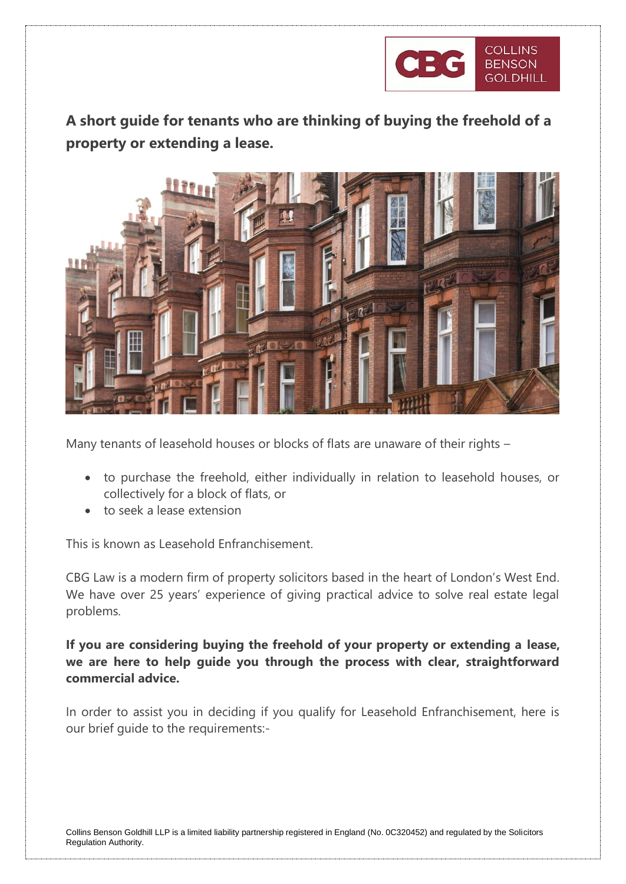## A short guide for tenants who are thinking of buying the freehold of a property or extending a lease.

Many tenants of leasehold houses or blocks of flats are unaware of their rights –

- to purchase the freehold, either individually in relation to leasehold houses, or collectively for a block of flats, or
- to seek a lease extension

This is known as Leasehold Enfranchisement.

CBG Law is a modern firm of property solicitors based in the heart of London's West End. We have over 25 years' experience of giving practical advice to solve real estate legal problems.

**If you are considering buying the freehold of your property or extending a lease, we are here to help guide you through the process with clear, straightforward commercial advice.**

In order to assist you in deciding if you qualify for Leasehold Enfranchisement, here is our brief guide to the requirements:-

Collins Benson Goldhill LLP is a limited liability partnership registered in England (No. 0C320452) and regulated by the Solicitors Regulation Authority.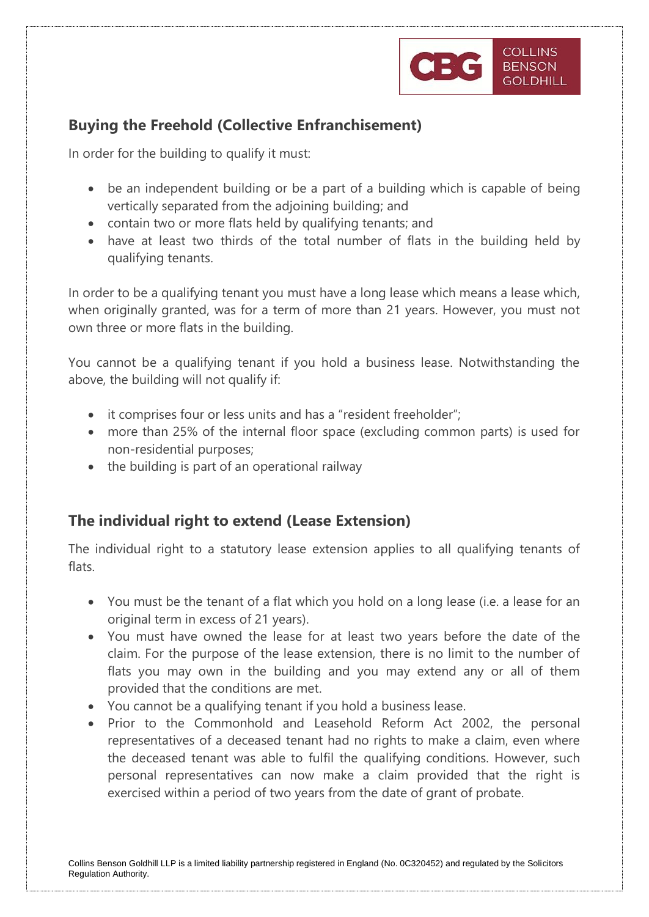## Buying the Freehold (Collective Enfranchisement)

In order for the building to qualify it must:

- be an independent building or be a part of a building which is capable of being vertically separated from the adjoining building; and
- contain two or more flats held by qualifying tenants; and
- have at least two thirds of the total number of flats in the building held by qualifying tenants.

In order to be a qualifying tenant you must have a long lease which means a lease which, when originally granted, was for a term of more than 21 years. However, you must not own three or more flats in the building.

You cannot be a qualifying tenant if you hold a business lease. Notwithstanding the above, the building will not qualify if:

- it comprises four or less units and has a "resident freeholder";
- more than 25% of the internal floor space (excluding common parts) is used for non-residential purposes;
- the building is part of an operational railway

## The individual right to extend (Lease Extension)

The individual right to a statutory lease extension applies to all qualifying tenants of flats.

- You must be the tenant of a flat which you hold on a long lease (i.e. a lease for an original term in excess of 21 years).
- You must have owned the lease for at least two years before the date of the claim. For the purpose of the lease extension, there is no limit to the number of flats you may own in the building and you may extend any or all of them provided that the conditions are met.
- You cannot be a qualifying tenant if you hold a business lease.
- Prior to the Commonhold and Leasehold Reform Act 2002, the personal representatives of a deceased tenant had no rights to make a claim, even where the deceased tenant was able to fulfil the qualifying conditions. However, such personal representatives can now make a claim provided that the right is exercised within a period of two years from the date of grant of probate.

Collins Benson Goldhill LLP is a limited liability partnership registered in England (No. 0C320452) and regulated by the Solicitors Regulation Authority.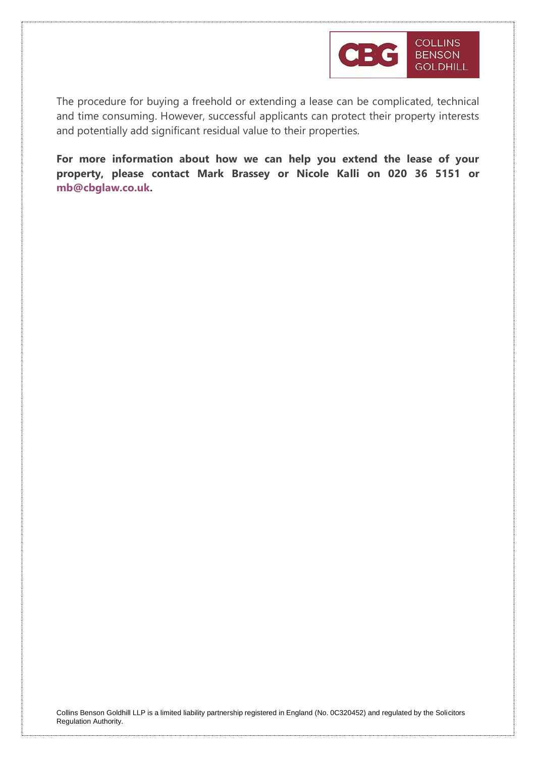The procedure for buying a freehold or extending a lease can be complicated, technical and time consuming. However, successful applicants can protect their property interests and potentially add significant residual value to their properties.

**For more information about how we can help you extend the lease of your property, please contact Mark Brassey or Nicole Kalli on 020 36 5151 or mb@cbglaw.co.uk.**

Collins Benson Goldhill LLP is a limited liability partnership registered in England (No. 0C320452) and regulated by the Solicitors Regulation Authority.